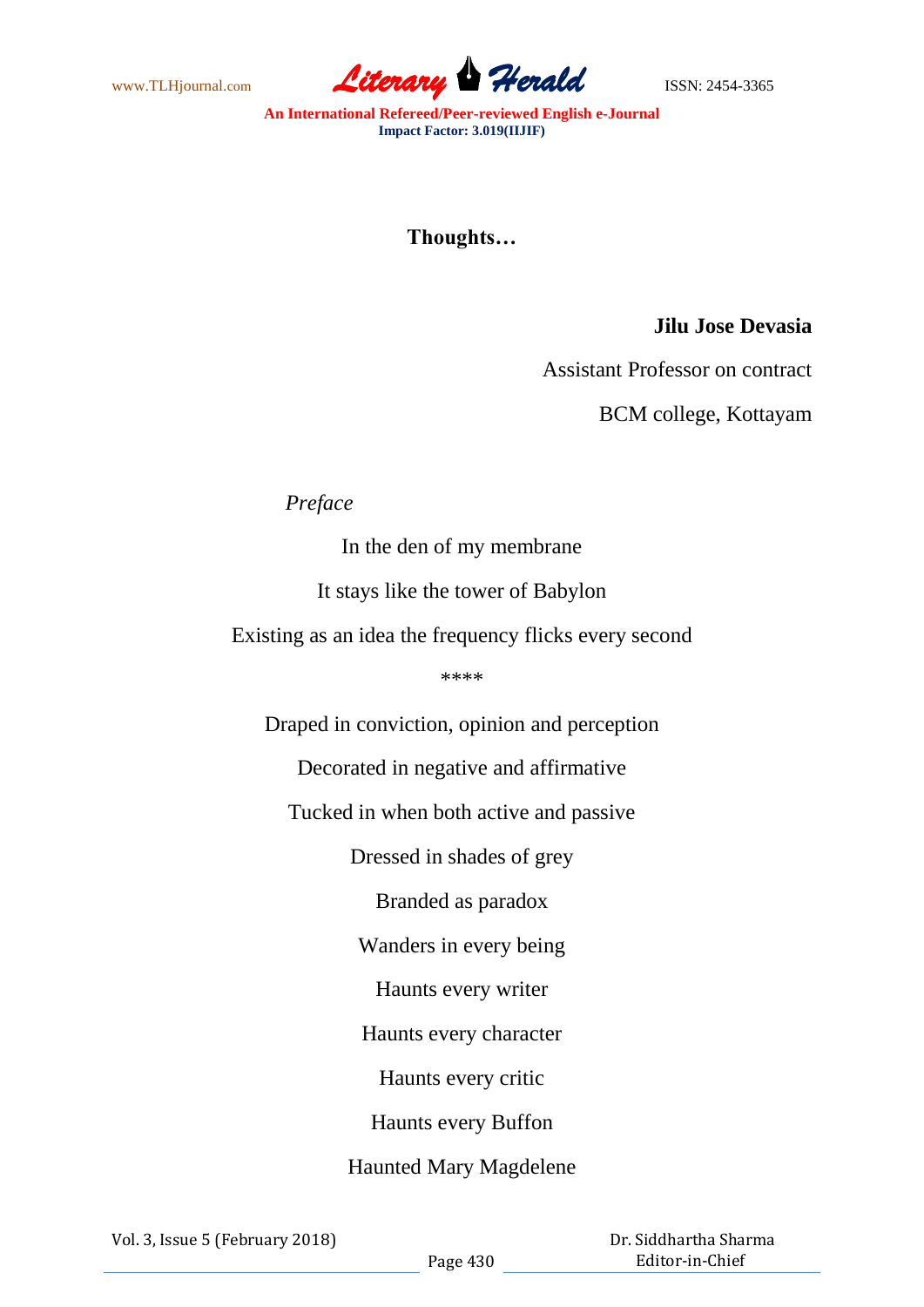# Thoughts…

**Jilu Jose Devasia**

Assistant Professor on contract

BCM college, Kottayam

*Preface*

In the den of my membrane

It stays like the tower of Babylon

Existing as an idea the frequency flicks every second

****

Draped in conviction, opinion and perception

Decorated in negative and affirmative

Tucked in when both active and passive

Dressed in shades of grey

Branded as paradox

Wanders in every being

Haunts every writer

Haunts every character

Haunts every critic

Haunts every Buffon

Haunted Mary Magdelene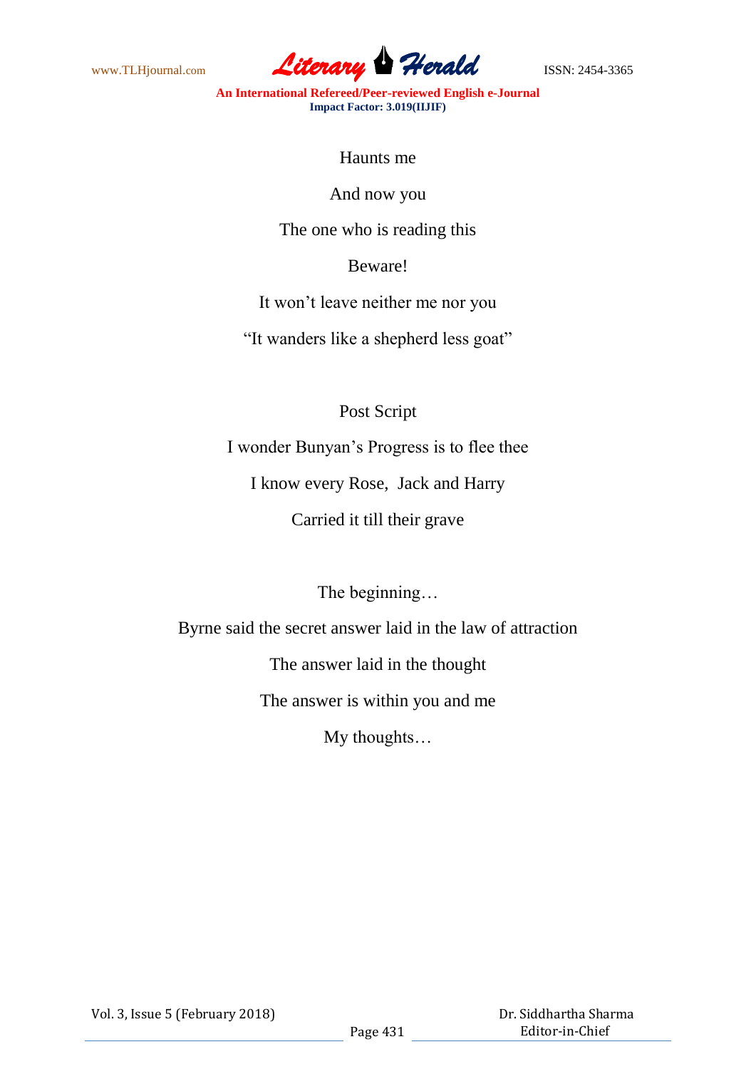Haunts me

And now you

The one who is reading this

Beware!

It won't leave neither me nor you

"It wanders like a shepherd less goat"

Post Script

I wonder Bunyan's Progress is to flee thee

I know every Rose, Jack and Harry

Carried it till their grave

The beginning…

Byrne said the secret answer laid in the law of attraction

The answer laid in the thought

The answer is within you and me

My thoughts…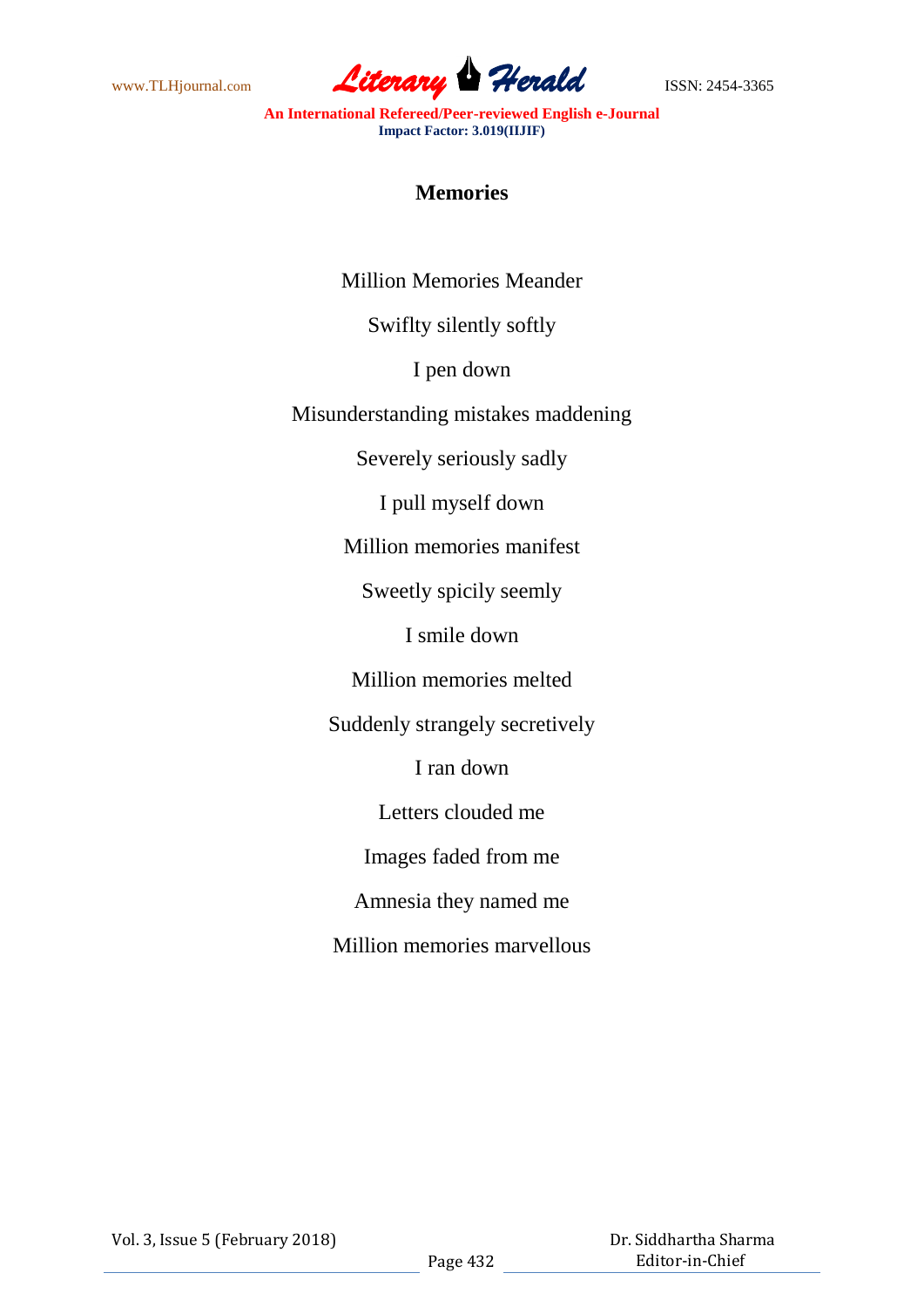## Memories

Million Memories Meander

Swiflty silently softly

I pen down

Misunderstanding mistakes maddening

Severely seriously sadly

I pull myself down

Million memories manifest

Sweetly spicily seemly

I smile down

Million memories melted

Suddenly strangely secretively

I ran down

Letters clouded me

Images faded from me

Amnesia they named me

Million memories marvellous